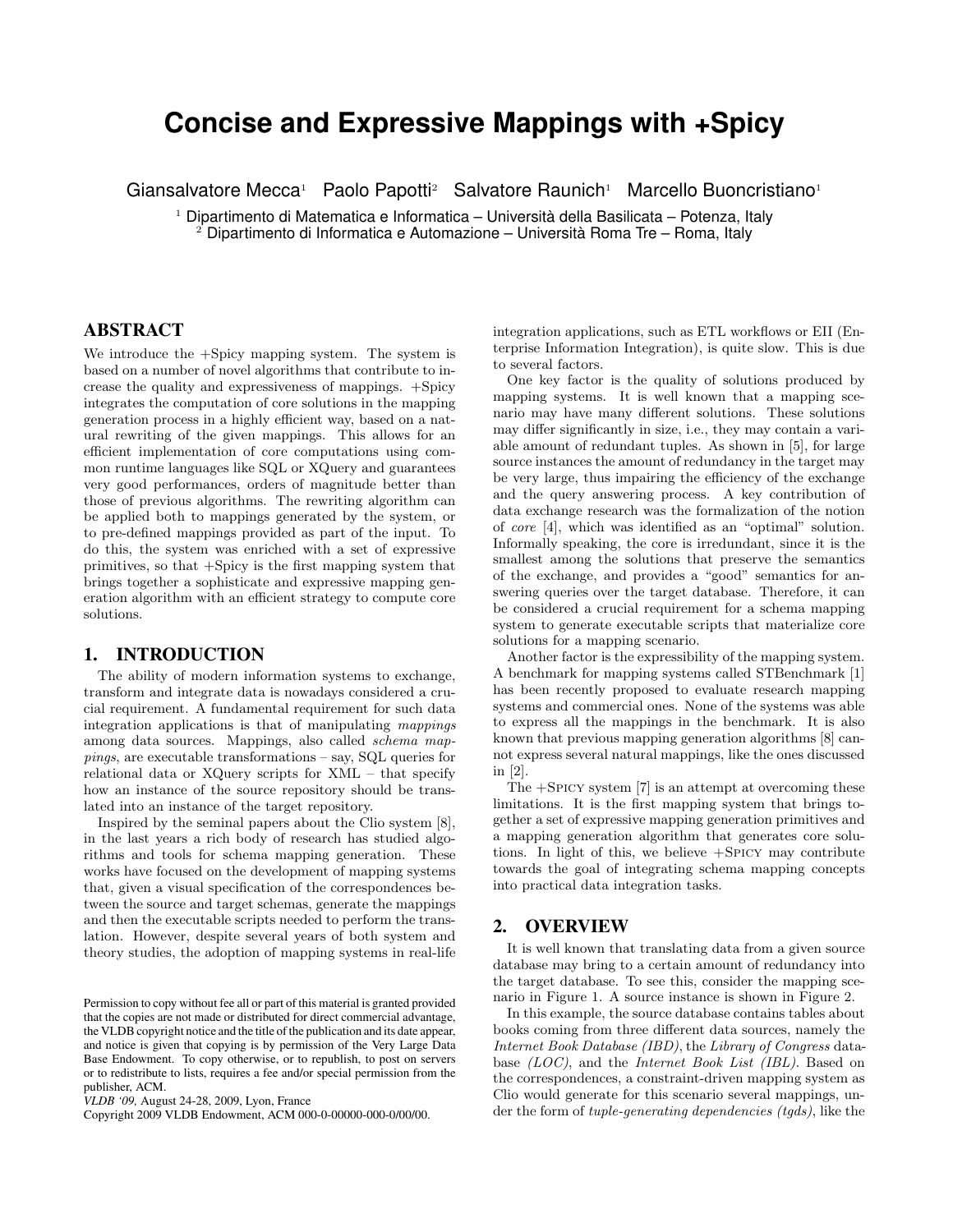# Concise and Expressive Mappings with +Spicy

Giansalvatore Mecca[1] Paolo Papotti[2] Salvatore Raunich[1] Marcello Buoncristiano[1]

[1] Dipartimento di Matematica e Informatica – Università della Basilicata – Potenza, Italy
[2] Dipartimento di Informatica e Automazione – Università Roma Tre – Roma, Italy

## ABSTRACT

We introduce the +Spicy mapping system. The system is based on a number of novel algorithms that contribute to increase the quality and expressiveness of mappings. +Spicy integrates the computation of core solutions in the mapping generation process in a highly efficient way, based on a natural rewriting of the given mappings. This allows for an efficient implementation of core computations using common runtime languages like SQL or XQuery and guarantees very good performances, orders of magnitude better than those of previous algorithms. The rewriting algorithm can be applied both to mappings generated by the system, or to pre-defined mappings provided as part of the input. To do this, the system was enriched with a set of expressive primitives, so that +Spicy is the first mapping system that brings together a sophisticate and expressive mapping generation algorithm with an efficient strategy to compute core solutions.

## 1. INTRODUCTION

The ability of modern information systems to exchange, transform and integrate data is nowadays considered a crucial requirement. A fundamental requirement for such data integration applications is that of manipulating *mappings* among data sources. Mappings, also called *schema mappings*, are executable transformations – say, SQL queries for relational data or XQuery scripts for XML – that specify how an instance of the source repository should be translated into an instance of the target repository.

Inspired by the seminal papers about the Clio system [8], in the last years a rich body of research has studied algorithms and tools for schema mapping generation. These works have focused on the development of mapping systems that, given a visual specification of the correspondences between the source and target schemas, generate the mappings and then the executable scripts needed to perform the translation. However, despite several years of both system and theory studies, the adoption of mapping systems in real-life integration applications, such as ETL workflows or EII (Enterprise Information Integration), is quite slow. This is due to several factors.

One key factor is the quality of solutions produced by mapping systems. It is well known that a mapping scenario may have many different solutions. These solutions may differ significantly in size, i.e., they may contain a variable amount of redundant tuples. As shown in [5], for large source instances the amount of redundancy in the target may be very large, thus impairing the efficiency of the exchange and the query answering process. A key contribution of data exchange research was the formalization of the notion of *core* [4], which was identified as an "optimal" solution. Informally speaking, the core is irredundant, since it is the smallest among the solutions that preserve the semantics of the exchange, and provides a "good" semantics for answering queries over the target database. Therefore, it can be considered a crucial requirement for a schema mapping system to generate executable scripts that materialize core solutions for a mapping scenario.

Another factor is the expressibility of the mapping system. A benchmark for mapping systems called STBenchmark [1] has been recently proposed to evaluate research mapping systems and commercial ones. None of the systems was able to express all the mappings in the benchmark. It is also known that previous mapping generation algorithms [8] cannot express several natural mappings, like the ones discussed in [2].

The +Spicy system [7] is an attempt at overcoming these limitations. It is the first mapping system that brings together a set of expressive mapping generation primitives and a mapping generation algorithm that generates core solutions. In light of this, we believe +Spicy may contribute towards the goal of integrating schema mapping concepts into practical data integration tasks.

## 2. OVERVIEW

It is well known that translating data from a given source database may bring to a certain amount of redundancy into the target database. To see this, consider the mapping scenario in Figure 1. A source instance is shown in Figure 2.

In this example, the source database contains tables about books coming from three different data sources, namely the *Internet Book Database (IBD)*, the *Library of Congress* database *(LOC)*, and the *Internet Book List (IBL)*. Based on the correspondences, a constraint-driven mapping system as Clio would generate for this scenario several mappings, under the form of *tuple-generating dependencies (tgds)*, like the

Permission to copy without fee all or part of this material is granted provided that the copies are not made or distributed for direct commercial advantage, the VLDB copyright notice and the title of the publication and its date appear, and notice is given that copying is by permission of the Very Large Data Base Endowment. To copy otherwise, or to republish, to post on servers or to redistribute to lists, requires a fee and/or special permission from the publisher, ACM.
*VLDB '09*, August 24-28, 2009, Lyon, France
Copyright 2009 VLDB Endowment, ACM 000-0-00000-000-0/00/00.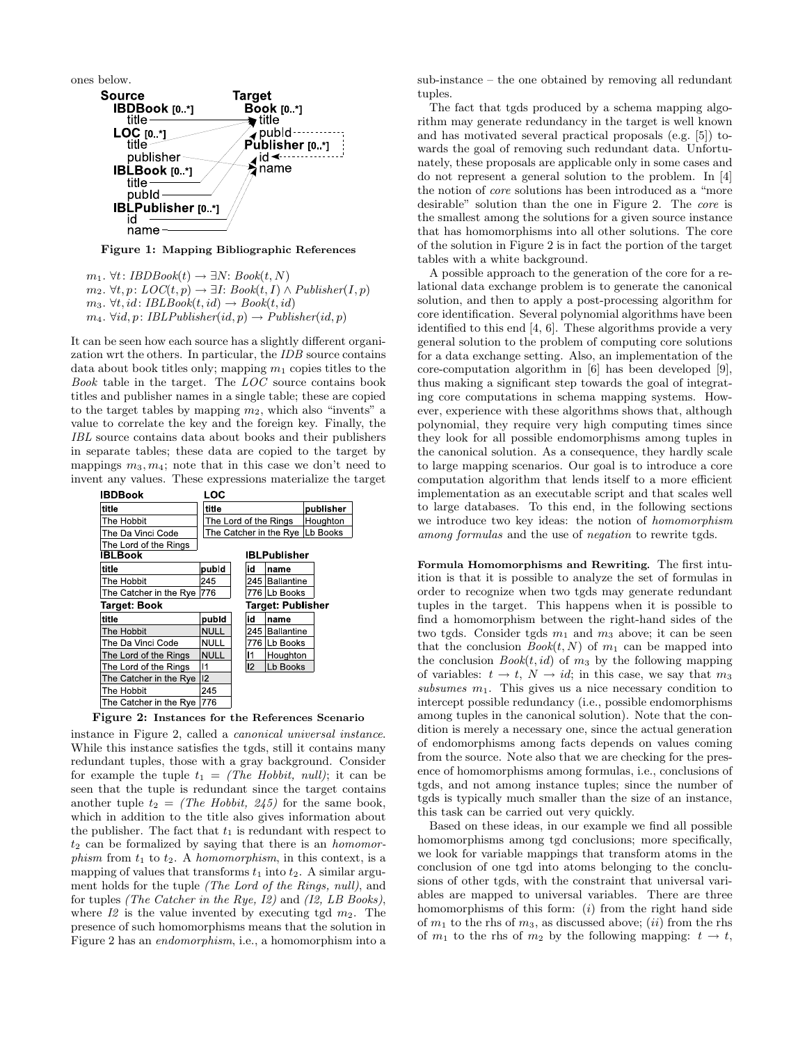ones below.

Source
IBDBook [0..*]
title
LOC [0..*]
title
publisher
IBLBook [0..*]
title
pubId
IBLPublisher [0..*]
id
name

Target
Book [0..*]
title
pubId
Publisher [0..*]
id
name

**Figure 1: Mapping Bibliographic References**

$m_1$. $\forall t$: *IBDBook*$(t) \rightarrow \exists N$: *Book*$(t, N)$
$m_2$. $\forall t, p$: *LOC*$(t, p) \rightarrow \exists I$: *Book*$(t, I) \wedge$ *Publisher*$(I, p)$
$m_3$. $\forall t, id$: *IBLBook*$(t, id) \rightarrow$ *Book*$(t, id)$
$m_4$. $\forall id, p$: *IBLPublisher*$(id, p) \rightarrow$ *Publisher*$(id, p)$

It can be seen how each source has a slightly different organization wrt the others. In particular, the *IDB* source contains data about book titles only; mapping $m_1$ copies titles to the *Book* table in the target. The *LOC* source contains book titles and publisher names in a single table; these are copied to the target tables by mapping $m_2$, which also "invents" a value to correlate the key and the foreign key. Finally, the *IBL* source contains data about books and their publishers in separate tables; these data are copied to the target by mappings $m_3, m_4$; note that in this case we don't need to invent any values. These expressions materialize the target

**IBDBook**

| title |
|---|
| The Hobbit |
| The Da Vinci Code |
| The Lord of the Rings |

**LOC**

| title | publisher |
|---|---|
| The Lord of the Rings | Houghton |
| The Catcher in the Rye | Lb Books |

**IBLBook**

| title | pubId |
|---|---|
| The Hobbit | 245 |
| The Catcher in the Rye | 776 |

**IBLPublisher**

| id | name |
|---|---|
| 245 | Ballantine |
| 776 | Lb Books |

**Target: Book**

| title | pubId |
|---|---|
| The Hobbit | NULL |
| The Da Vinci Code | NULL |
| The Lord of the Rings | NULL |
| The Lord of the Rings | I1 |
| The Catcher in the Rye | I2 |
| The Hobbit | 245 |
| The Catcher in the Rye | 776 |

**Target: Publisher**

| id | name |
|---|---|
| 245 | Ballantine |
| 776 | Lb Books |
| I1 | Houghton |
| I2 | Lb Books |

**Figure 2: Instances for the References Scenario**

instance in Figure 2, called a *canonical universal instance*. While this instance satisfies the tgds, still it contains many redundant tuples, those with a gray background. Consider for example the tuple $t_1$ = *(The Hobbit, null)*; it can be seen that the tuple is redundant since the target contains another tuple $t_2$ = *(The Hobbit, 245)* for the same book, which in addition to the title also gives information about the publisher. The fact that $t_1$ is redundant with respect to $t_2$ can be formalized by saying that there is an *homomorphism* from $t_1$ to $t_2$. A *homomorphism*, in this context, is a mapping of values that transforms $t_1$ into $t_2$. A similar argument holds for the tuple *(The Lord of the Rings, null)*, and for tuples *(The Catcher in the Rye, I2)* and *(I2, LB Books)*, where *I2* is the value invented by executing tgd $m_2$. The presence of such homomorphisms means that the solution in Figure 2 has an *endomorphism*, i.e., a homomorphism into a sub-instance – the one obtained by removing all redundant tuples.

The fact that tgds produced by a schema mapping algorithm may generate redundancy in the target is well known and has motivated several practical proposals (e.g. [5]) towards the goal of removing such redundant data. Unfortunately, these proposals are applicable only in some cases and do not represent a general solution to the problem. In [4] the notion of *core* solutions has been introduced as a "more desirable" solution than the one in Figure 2. The *core* is the smallest among the solutions for a given source instance that has homomorphisms into all other solutions. The core of the solution in Figure 2 is in fact the portion of the target tables with a white background.

A possible approach to the generation of the core for a relational data exchange problem is to generate the canonical solution, and then to apply a post-processing algorithm for core identification. Several polynomial algorithms have been identified to this end [4, 6]. These algorithms provide a very general solution to the problem of computing core solutions for a data exchange setting. Also, an implementation of the core-computation algorithm in [6] has been developed [9], thus making a significant step towards the goal of integrating core computations in schema mapping systems. However, experience with these algorithms shows that, although polynomial, they require very high computing times since they look for all possible endomorphisms among tuples in the canonical solution. As a consequence, they hardly scale to large mapping scenarios. Our goal is to introduce a core computation algorithm that lends itself to a more efficient implementation as an executable script and that scales well to large databases. To this end, in the following sections we introduce two key ideas: the notion of *homomorphism among formulas* and the use of *negation* to rewrite tgds.

**Formula Homomorphisms and Rewriting.** The first intuition is that it is possible to analyze the set of formulas in order to recognize when two tgds may generate redundant tuples in the target. This happens when it is possible to find a homomorphism between the right-hand sides of the two tgds. Consider tgds $m_1$ and $m_3$ above; it can be seen that the conclusion *Book*$(t, N)$ of $m_1$ can be mapped into the conclusion *Book*$(t, id)$ of $m_3$ by the following mapping of variables: $t \rightarrow t$, $N \rightarrow id$; in this case, we say that $m_3$ *subsumes* $m_1$. This gives us a nice necessary condition to intercept possible redundancy (i.e., possible endomorphisms among tuples in the canonical solution). Note that the condition is merely a necessary one, since the actual generation of endomorphisms among facts depends on values coming from the source. Note also that we are checking for the presence of homomorphisms among formulas, i.e., conclusions of tgds, and not among instance tuples; since the number of tgds is typically much smaller than the size of an instance, this task can be carried out very quickly.

Based on these ideas, in our example we find all possible homomorphisms among tgd conclusions; more specifically, we look for variable mappings that transform atoms in the conclusion of one tgd into atoms belonging to the conclusions of other tgds, with the constraint that universal variables are mapped to universal variables. There are three homomorphisms of this form: (*i*) from the right hand side of $m_1$ to the rhs of $m_3$, as discussed above; (*ii*) from the rhs of $m_1$ to the rhs of $m_2$ by the following mapping: $t \rightarrow t$,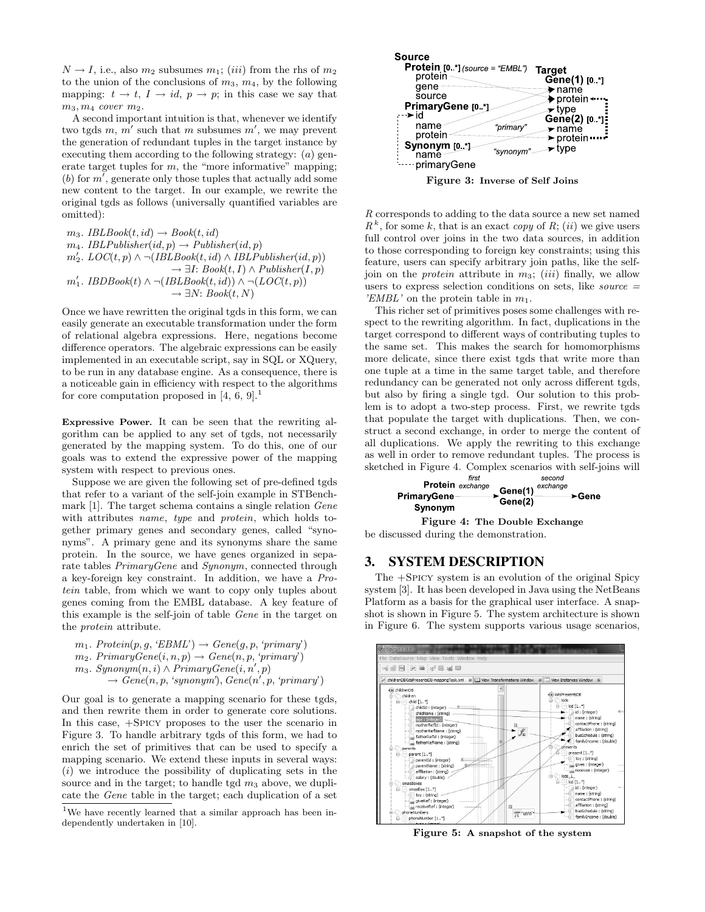$N \to I$, i.e., also $m_2$ subsumes $m_1$; (*iii*) from the rhs of $m_2$ to the union of the conclusions of $m_3$, $m_4$, by the following mapping: $t \to t$, $I \to id$, $p \to p$; in this case we say that $m_3, m_4$ *cover* $m_2$.

A second important intuition is that, whenever we identify two tgds $m$, $m'$ such that $m$ subsumes $m'$, we may prevent the generation of redundant tuples in the target instance by executing them according to the following strategy: (*a*) generate target tuples for $m$, the "more informative" mapping; (*b*) for $m'$, generate only those tuples that actually add some new content to the target. In our example, we rewrite the original tgds as follows (universally quantified variables are omitted):

$m_3$. $IBLBook(t, id) \to Book(t, id)$
$m_4$. $IBLPublisher(id, p) \to Publisher(id, p)$
$m'_2$. $LOC(t, p) \wedge \neg(IBLBook(t, id) \wedge IBLPublisher(id, p)) \to \exists I$: $Book(t, I) \wedge Publisher(I, p)$
$m'_1$. $IBDBook(t) \wedge \neg(IBLBook(t, id)) \wedge \neg(LOC(t, p)) \to \exists N$: $Book(t, N)$

Once we have rewritten the original tgds in this form, we can easily generate an executable transformation under the form of relational algebra expressions. Here, negations become difference operators. The algebraic expressions can be easily implemented in an executable script, say in SQL or XQuery, to be run in any database engine. As a consequence, there is a noticeable gain in efficiency with respect to the algorithms for core computation proposed in [4, 6, 9].[1]

**Expressive Power.** It can be seen that the rewriting algorithm can be applied to any set of tgds, not necessarily generated by the mapping system. To do this, one of our goals was to extend the expressive power of the mapping system with respect to previous ones.

Suppose we are given the following set of pre-defined tgds that refer to a variant of the self-join example in STBenchmark [1]. The target schema contains a single relation *Gene* with attributes *name*, *type* and *protein*, which holds together primary genes and secondary genes, called "synonyms". A primary gene and its synonyms share the same protein. In the source, we have genes organized in separate tables *PrimaryGene* and *Synonym*, connected through a key-foreign key constraint. In addition, we have a *Protein* table, from which we want to copy only tuples about genes coming from the EMBL database. A key feature of this example is the self-join of table *Gene* in the target on the *protein* attribute.

$m_1$. $Protein(p, g, \text{'EMBL'}) \to Gene(g, p, \text{'primary'})$
$m_2$. $PrimaryGene(i, n, p) \to Gene(n, p, \text{'primary'})$
$m_3$. $Synonym(n, i) \wedge PrimaryGene(i, n', p) \to Gene(n, p, \text{'synonym'}), Gene(n', p, \text{'primary'})$

Our goal is to generate a mapping scenario for these tgds, and then rewrite them in order to generate core solutions. In this case, +Spicy proposes to the user the scenario in Figure 3. To handle arbitrary tgds of this form, we had to enrich the set of primitives that can be used to specify a mapping scenario. We extend these inputs in several ways: (*i*) we introduce the possibility of duplicating sets in the source and in the target; to handle tgd $m_3$ above, we duplicate the *Gene* table in the target; each duplication of a set $R$ corresponds to adding to the data source a new set named $R^k$, for some $k$, that is an exact *copy* of $R$; (*ii*) we give users full control over joins in the two data sources, in addition to those corresponding to foreign key constraints; using this feature, users can specify arbitrary join paths, like the self-join on the *protein* attribute in $m_3$; (*iii*) finally, we allow users to express selection conditions on sets, like *source = 'EMBL'* on the protein table in $m_1$.

[1] We have recently learned that a similar approach has been independently undertaken in [10].

Source
Protein [0..*] (source = "EMBL")
protein
gene
source
PrimaryGene [0..*]
id
name
protein
Synonym [0..*]
name
primaryGene

Target
Gene(1) [0..*]
name
protein
type
Gene(2) [0..*]
name
protein
type

"primary"
"synonym"

**Figure 3: Inverse of Self Joins**

This richer set of primitives poses some challenges with respect to the rewriting algorithm. In fact, duplications in the target correspond to different ways of contributing tuples to the same set. This makes the search for homomorphisms more delicate, since there exist tgds that write more than one tuple at a time in the same target table, and therefore redundancy can be generated not only across different tgds, but also by firing a single tgd. Our solution to this problem is to adopt a two-step process. First, we rewrite tgds that populate the target with duplications. Then, we construct a second exchange, in order to merge the content of all duplications. We apply the rewriting to this exchange as well in order to remove redundant tuples. The process is sketched in Figure 4. Complex scenarios with self-joins will be discussed during the demonstration.

Protein, PrimaryGene, Synonym → (first exchange) → Gene(1), Gene(2) → (second exchange) → Gene

**Figure 4: The Double Exchange**

## 3. SYSTEM DESCRIPTION

The +Spicy system is an evolution of the original Spicy system [3]. It has been developed in Java using the NetBeans Platform as a basis for the graphical user interface. A snapshot is shown in Figure 5. The system architecture is shown in Figure 6. The system supports various usage scenarios,

**Figure 5: A snapshot of the system**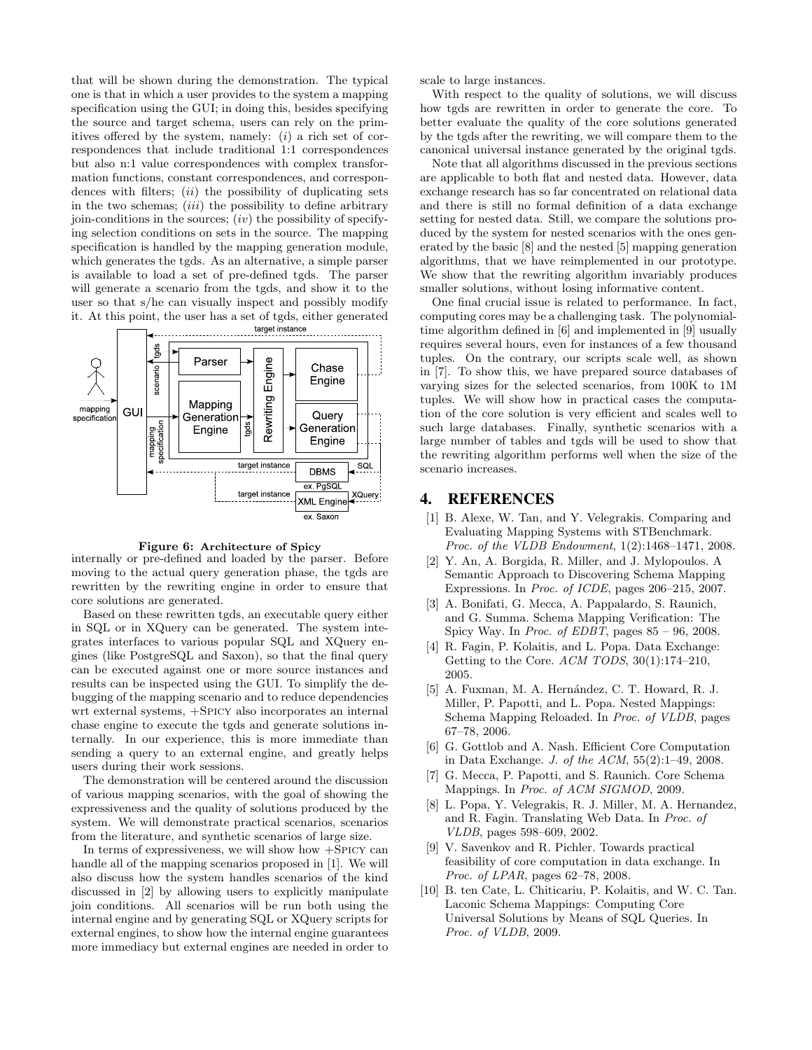that will be shown during the demonstration. The typical one is that in which a user provides to the system a mapping specification using the GUI; in doing this, besides specifying the source and target schema, users can rely on the primitives offered by the system, namely: (*i*) a rich set of correspondences that include traditional 1:1 correspondences but also n:1 value correspondences with complex transformation functions, constant correspondences, and correspondences with filters; (*ii*) the possibility of duplicating sets in the two schemas; (*iii*) the possibility to define arbitrary join-conditions in the sources; (*iv*) the possibility of specifying selection conditions on sets in the source. The mapping specification is handled by the mapping generation module, which generates the tgds. As an alternative, a simple parser is available to load a set of pre-defined tgds. The parser will generate a scenario from the tgds, and show it to the user so that s/he can visually inspect and possibly modify it. At this point, the user has a set of tgds, either generated

mapping specification
GUI
scenario
tgds
mapping specification
Parser
Mapping Generation Engine
tgds
Rewriting Engine
Chase Engine
Query Generation Engine
target instance
DBMS
ex. PgSQL
SQL
target instance
XML Engine
ex. Saxon
XQuery
target instance

**Figure 6: Architecture of Spicy**

internally or pre-defined and loaded by the parser. Before moving to the actual query generation phase, the tgds are rewritten by the rewriting engine in order to ensure that core solutions are generated.

Based on these rewritten tgds, an executable query either in SQL or in XQuery can be generated. The system integrates interfaces to various popular SQL and XQuery engines (like PostgreSQL and Saxon), so that the final query can be executed against one or more source instances and results can be inspected using the GUI. To simplify the debugging of the mapping scenario and to reduce dependencies wrt external systems, +Spicy also incorporates an internal chase engine to execute the tgds and generate solutions internally. In our experience, this is more immediate than sending a query to an external engine, and greatly helps users during their work sessions.

The demonstration will be centered around the discussion of various mapping scenarios, with the goal of showing the expressiveness and the quality of solutions produced by the system. We will demonstrate practical scenarios, scenarios from the literature, and synthetic scenarios of large size.

In terms of expressiveness, we will show how +Spicy can handle all of the mapping scenarios proposed in [1]. We will also discuss how the system handles scenarios of the kind discussed in [2] by allowing users to explicitly manipulate join conditions. All scenarios will be run both using the internal engine and by generating SQL or XQuery scripts for external engines, to show how the internal engine guarantees more immediacy but external engines are needed in order to scale to large instances.

With respect to the quality of solutions, we will discuss how tgds are rewritten in order to generate the core. To better evaluate the quality of the core solutions generated by the tgds after the rewriting, we will compare them to the canonical universal instance generated by the original tgds.

Note that all algorithms discussed in the previous sections are applicable to both flat and nested data. However, data exchange research has so far concentrated on relational data and there is still no formal definition of a data exchange setting for nested data. Still, we compare the solutions produced by the system for nested scenarios with the ones generated by the basic [8] and the nested [5] mapping generation algorithms, that we have reimplemented in our prototype. We show that the rewriting algorithm invariably produces smaller solutions, without losing informative content.

One final crucial issue is related to performance. In fact, computing cores may be a challenging task. The polynomial-time algorithm defined in [6] and implemented in [9] usually requires several hours, even for instances of a few thousand tuples. On the contrary, our scripts scale well, as shown in [7]. To show this, we have prepared source databases of varying sizes for the selected scenarios, from 100K to 1M tuples. We will show how in practical cases the computation of the core solution is very efficient and scales well to such large databases. Finally, synthetic scenarios with a large number of tables and tgds will be used to show that the rewriting algorithm performs well when the size of the scenario increases.

## 4. REFERENCES

[1] B. Alexe, W. Tan, and Y. Velegrakis. Comparing and Evaluating Mapping Systems with STBenchmark. *Proc. of the VLDB Endowment*, 1(2):1468–1471, 2008.

[2] Y. An, A. Borgida, R. Miller, and J. Mylopoulos. A Semantic Approach to Discovering Schema Mapping Expressions. In *Proc. of ICDE*, pages 206–215, 2007.

[3] A. Bonifati, G. Mecca, A. Pappalardo, S. Raunich, and G. Summa. Schema Mapping Verification: The Spicy Way. In *Proc. of EDBT*, pages 85 – 96, 2008.

[4] R. Fagin, P. Kolaitis, and L. Popa. Data Exchange: Getting to the Core. *ACM TODS*, 30(1):174–210, 2005.

[5] A. Fuxman, M. A. Hernández, C. T. Howard, R. J. Miller, P. Papotti, and L. Popa. Nested Mappings: Schema Mapping Reloaded. In *Proc. of VLDB*, pages 67–78, 2006.

[6] G. Gottlob and A. Nash. Efficient Core Computation in Data Exchange. *J. of the ACM*, 55(2):1–49, 2008.

[7] G. Mecca, P. Papotti, and S. Raunich. Core Schema Mappings. In *Proc. of ACM SIGMOD*, 2009.

[8] L. Popa, Y. Velegrakis, R. J. Miller, M. A. Hernandez, and R. Fagin. Translating Web Data. In *Proc. of VLDB*, pages 598–609, 2002.

[9] V. Savenkov and R. Pichler. Towards practical feasibility of core computation in data exchange. In *Proc. of LPAR*, pages 62–78, 2008.

[10] B. ten Cate, L. Chiticariu, P. Kolaitis, and W. C. Tan. Laconic Schema Mappings: Computing Core Universal Solutions by Means of SQL Queries. In *Proc. of VLDB*, 2009.